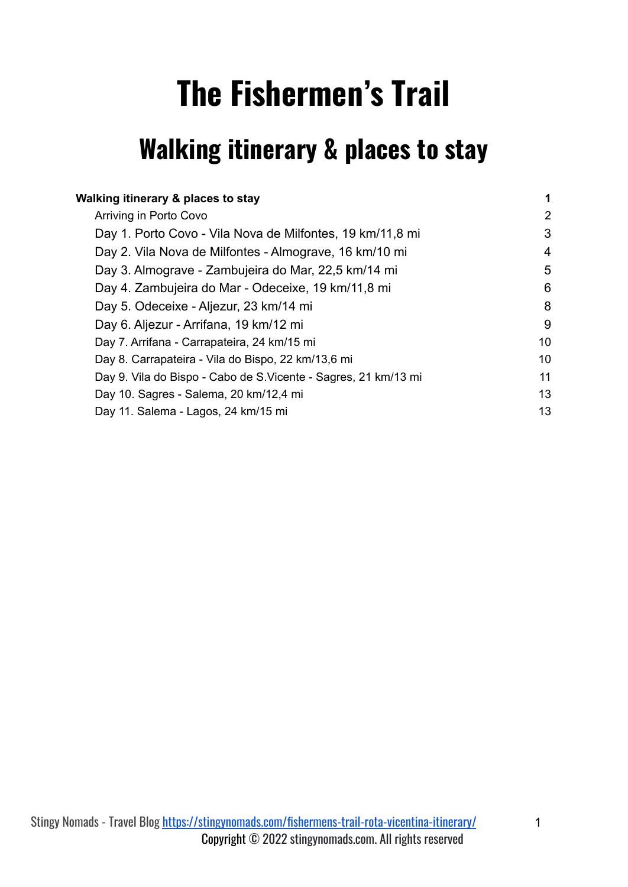# The Fishermen's Trail

## Walking itinerary & places to stay

| | |
|---|---|
| **Walking itinerary & places to stay** | **1** |
| Arriving in Porto Covo | 2 |
| Day 1. Porto Covo - Vila Nova de Milfontes, 19 km/11,8 mi | 3 |
| Day 2. Vila Nova de Milfontes - Almograve, 16 km/10 mi | 4 |
| Day 3. Almograve - Zambujeira do Mar, 22,5 km/14 mi | 5 |
| Day 4. Zambujeira do Mar - Odeceixe, 19 km/11,8 mi | 6 |
| Day 5. Odeceixe - Aljezur, 23 km/14 mi | 8 |
| Day 6. Aljezur - Arrifana, 19 km/12 mi | 9 |
| Day 7. Arrifana - Carrapateira, 24 km/15 mi | 10 |
| Day 8. Carrapateira - Vila do Bispo, 22 km/13,6 mi | 10 |
| Day 9. Vila do Bispo - Cabo de S.Vicente - Sagres, 21 km/13 mi | 11 |
| Day 10. Sagres - Salema, 20 km/12,4 mi | 13 |
| Day 11. Salema - Lagos, 24 km/15 mi | 13 |

Stingy Nomads - Travel Blog https://stingynomads.com/fishermens-trail-rota-vicentina-itinerary/

Copyright © 2022 stingynomads.com. All rights reserved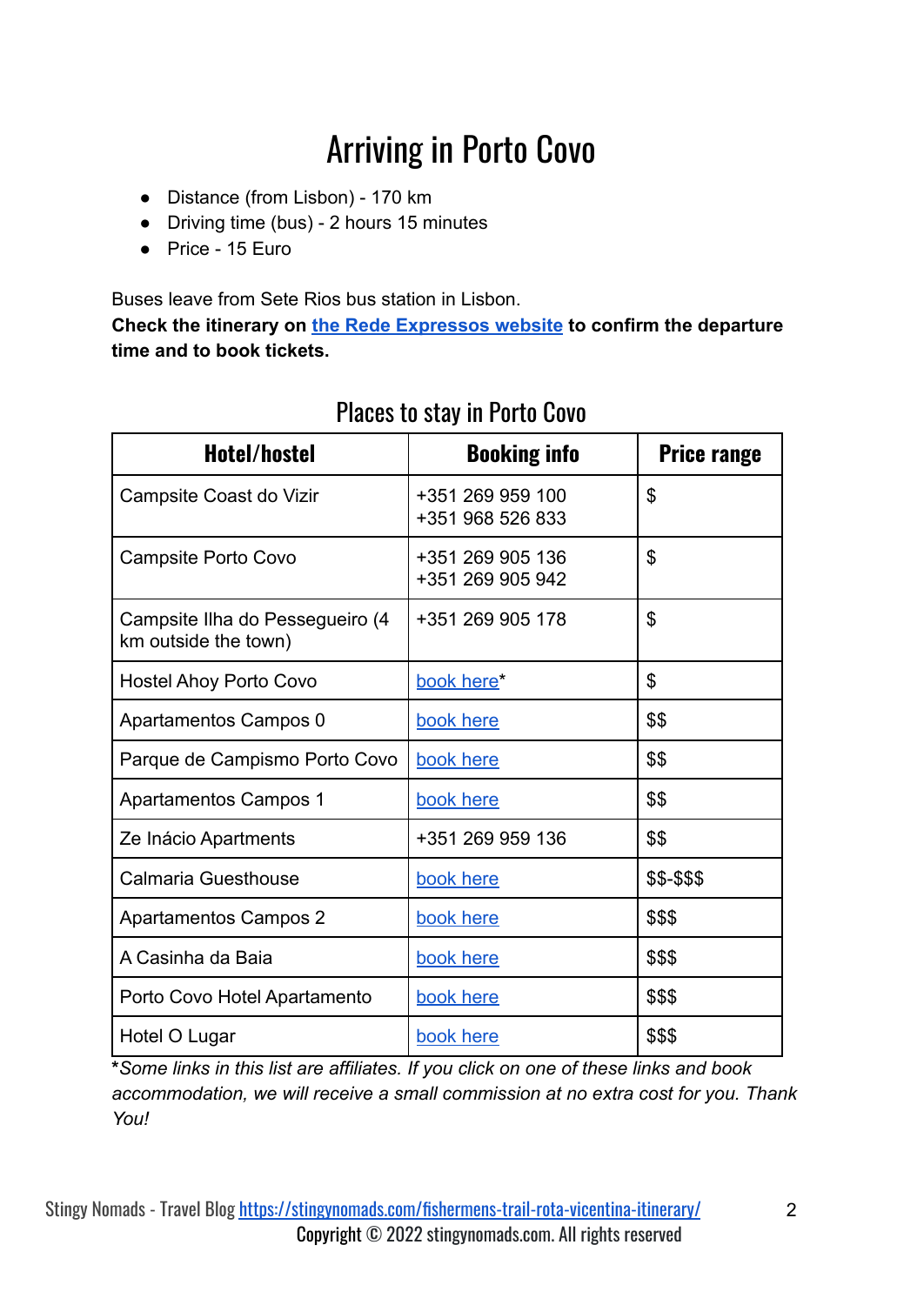# Arriving in Porto Covo

- Distance (from Lisbon) - 170 km
- Driving time (bus) - 2 hours 15 minutes
- Price - 15 Euro

Buses leave from Sete Rios bus station in Lisbon.
**Check the itinerary on [the Rede Expressos website](#) to confirm the departure time and to book tickets.**

## Places to stay in Porto Covo

| Hotel/hostel | Booking info | Price range |
|---|---|---|
| Campsite Coast do Vizir | +351 269 959 100<br>+351 968 526 833 | $ |
| Campsite Porto Covo | +351 269 905 136<br>+351 269 905 942 | $ |
| Campsite Ilha do Pessegueiro (4 km outside the town) | +351 269 905 178 | $ |
| Hostel Ahoy Porto Covo | book here* | $ |
| Apartamentos Campos 0 | book here | $$ |
| Parque de Campismo Porto Covo | book here | $$ |
| Apartamentos Campos 1 | book here | $$ |
| Ze Inácio Apartments | +351 269 959 136 | $$ |
| Calmaria Guesthouse | book here | $$-$$$ |
| Apartamentos Campos 2 | book here | $$$ |
| A Casinha da Baia | book here | $$$ |
| Porto Covo Hotel Apartamento | book here | $$$ |
| Hotel O Lugar | book here | $$$ |

***Some links in this list are affiliates. If you click on one of these links and book accommodation, we will receive a small commission at no extra cost for you. Thank You!***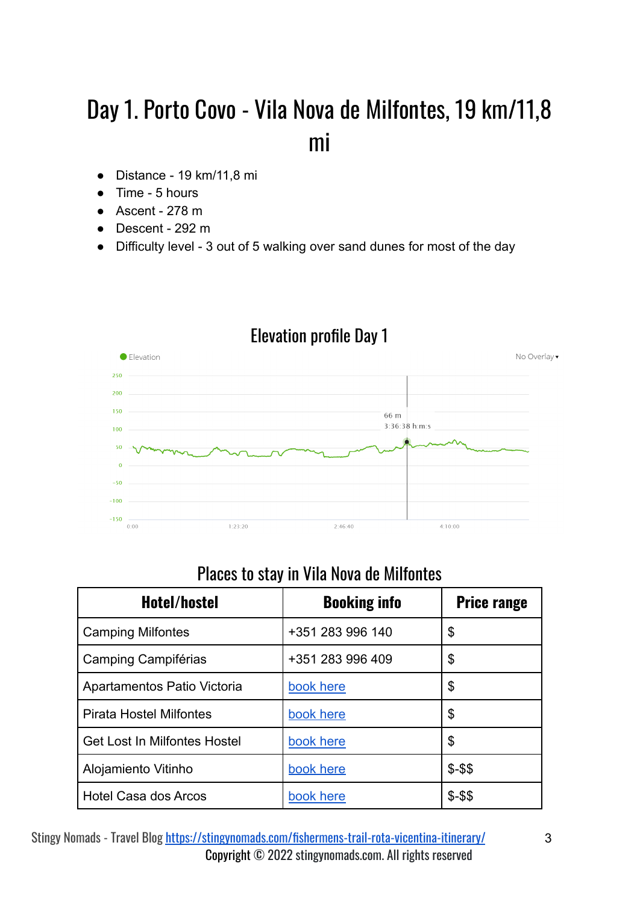# Day 1. Porto Covo - Vila Nova de Milfontes, 19 km/11,8 mi

- Distance - 19 km/11,8 mi
- Time - 5 hours
- Ascent - 278 m
- Descent - 292 m
- Difficulty level - 3 out of 5 walking over sand dunes for most of the day

## Elevation profile Day 1

## Places to stay in Vila Nova de Milfontes

| Hotel/hostel | Booking info | Price range |
|---|---|---|
| Camping Milfontes | +351 283 996 140 | $ |
| Camping Campiférias | +351 283 996 409 | $ |
| Apartamentos Patio Victoria | book here | $ |
| Pirata Hostel Milfontes | book here | $ |
| Get Lost In Milfontes Hostel | book here | $ |
| Alojamiento Vitinho | book here | $-$$ |
| Hotel Casa dos Arcos | book here | $-$$ |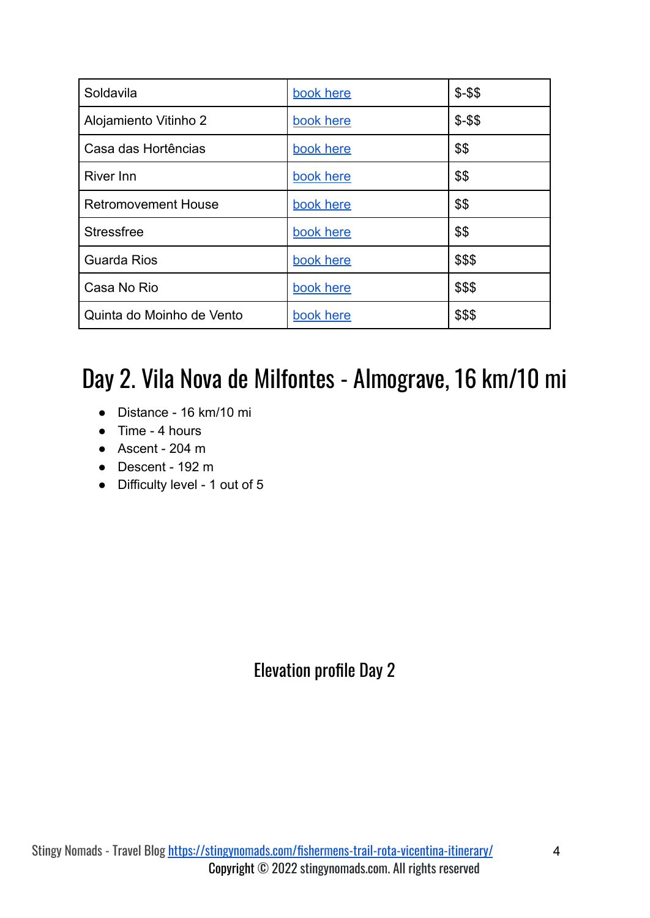| Soldavila | book here | $-$$ |
|---|---|---|
| Alojamiento Vitinho 2 | book here | $-$$ |
| Casa das Hortências | book here | $$ |
| River Inn | book here | $$ |
| Retromovement House | book here | $$ |
| Stressfree | book here | $$ |
| Guarda Rios | book here | $$$ |
| Casa No Rio | book here | $$$ |
| Quinta do Moinho de Vento | book here | $$$ |

# Day 2. Vila Nova de Milfontes - Almograve, 16 km/10 mi

- Distance - 16 km/10 mi
- Time - 4 hours
- Ascent - 204 m
- Descent - 192 m
- Difficulty level - 1 out of 5

Elevation profile Day 2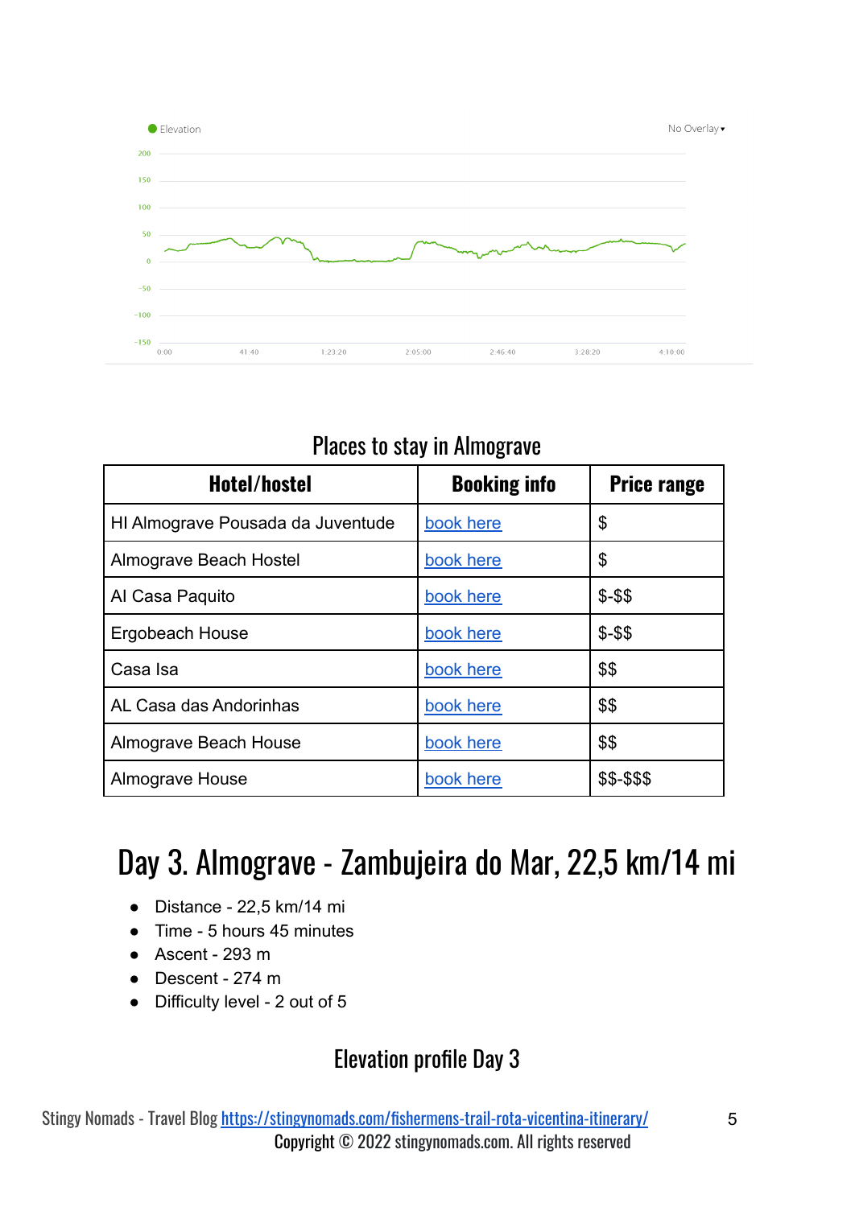Places to stay in Almograve

| Hotel/hostel | Booking info | Price range |
| --- | --- | --- |
| HI Almograve Pousada da Juventude | book here | $ |
| Almograve Beach Hostel | book here | $ |
| Al Casa Paquito | book here | $-$$ |
| Ergobeach House | book here | $-$$ |
| Casa Isa | book here | $$ |
| AL Casa das Andorinhas | book here | $$ |
| Almograve Beach House | book here | $$ |
| Almograve House | book here | $$-$$$ |

# Day 3. Almograve - Zambujeira do Mar, 22,5 km/14 mi

- Distance - 22,5 km/14 mi
- Time - 5 hours 45 minutes
- Ascent - 293 m
- Descent - 274 m
- Difficulty level - 2 out of 5

Elevation profile Day 3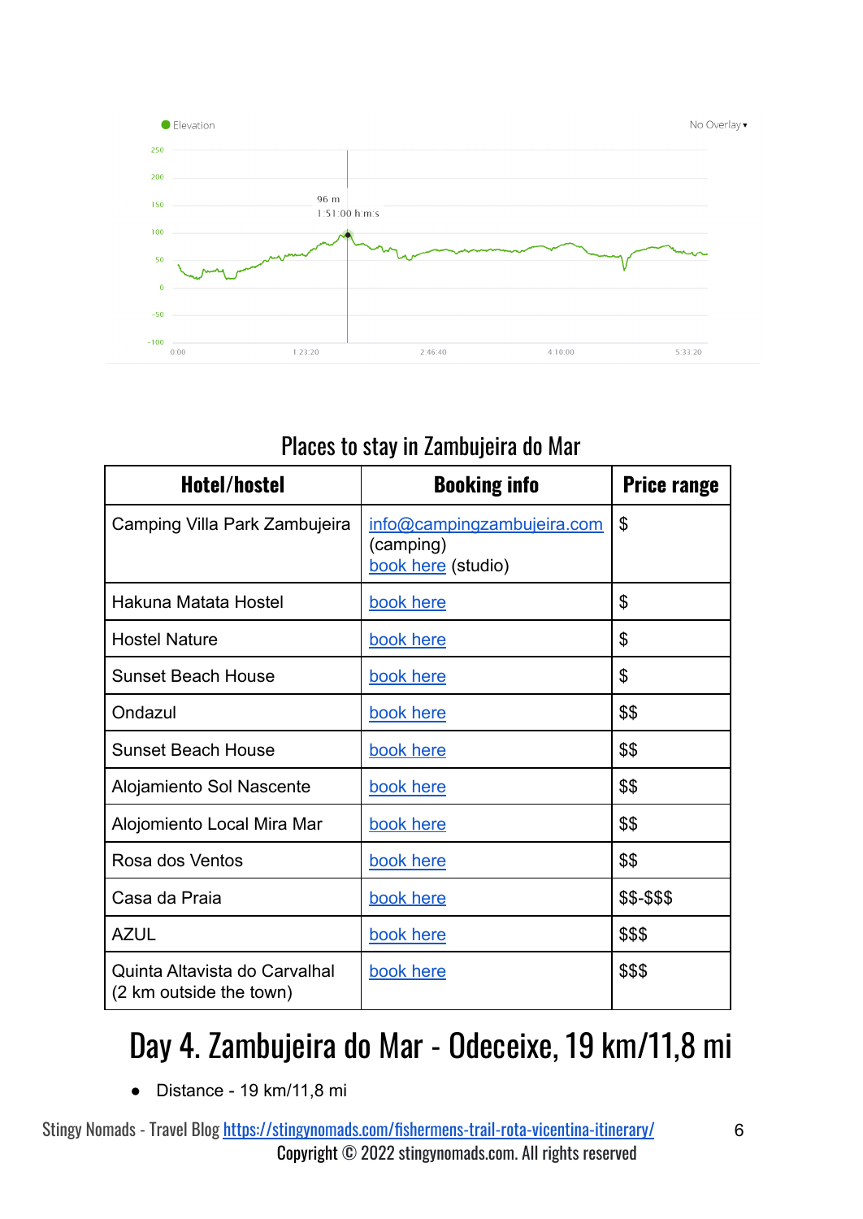## Places to stay in Zambujeira do Mar

| Hotel/hostel | Booking info | Price range |
| --- | --- | --- |
| Camping Villa Park Zambujeira | info@campingzambujeira.com (camping) book here (studio) | $ |
| Hakuna Matata Hostel | book here | $ |
| Hostel Nature | book here | $ |
| Sunset Beach House | book here | $ |
| Ondazul | book here | $$ |
| Sunset Beach House | book here | $$ |
| Alojamiento Sol Nascente | book here | $$ |
| Alojomiento Local Mira Mar | book here | $$ |
| Rosa dos Ventos | book here | $$ |
| Casa da Praia | book here | $$-$$$ |
| AZUL | book here | $$$ |
| Quinta Altavista do Carvalhal (2 km outside the town) | book here | $$$ |

# Day 4. Zambujeira do Mar - Odeceixe, 19 km/11,8 mi

- Distance - 19 km/11,8 mi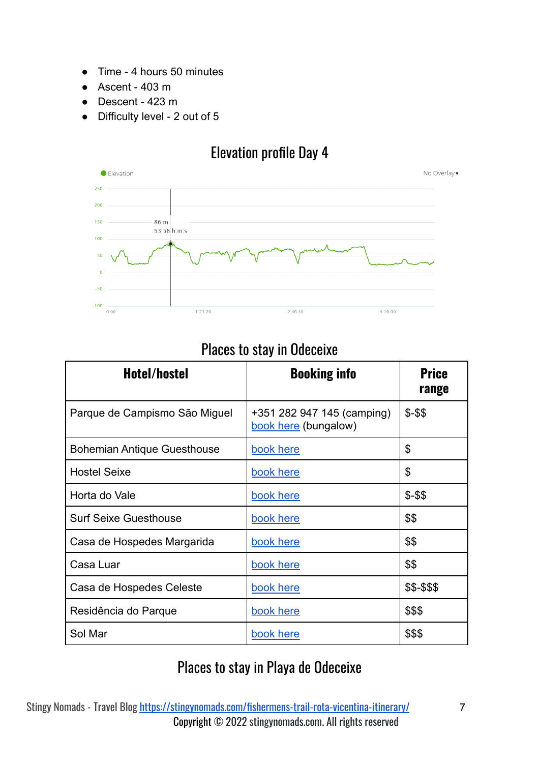- Time - 4 hours 50 minutes
- Ascent - 403 m
- Descent - 423 m
- Difficulty level - 2 out of 5

## Elevation profile Day 4

## Places to stay in Odeceixe

| Hotel/hostel | Booking info | Price range |
| --- | --- | --- |
| Parque de Campismo São Miguel | +351 282 947 145 (camping) book here (bungalow) | $-$$ |
| Bohemian Antique Guesthouse | book here | $ |
| Hostel Seixe | book here | $ |
| Horta do Vale | book here | $-$$ |
| Surf Seixe Guesthouse | book here | $$ |
| Casa de Hospedes Margarida | book here | $$ |
| Casa Luar | book here | $$ |
| Casa de Hospedes Celeste | book here | $$-$$$ |
| Residência do Parque | book here | $$$ |
| Sol Mar | book here | $$$ |

## Places to stay in Playa de Odeceixe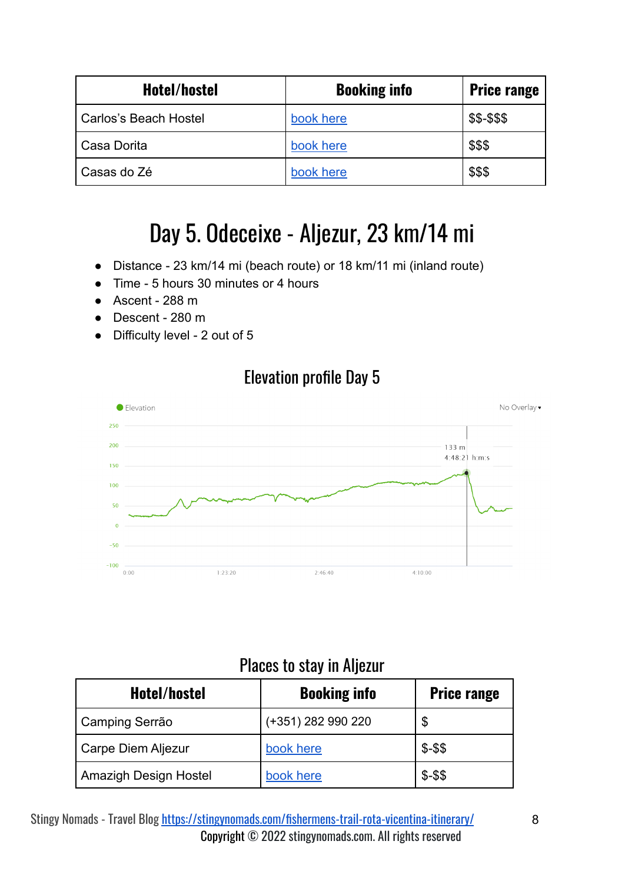| Hotel/hostel | Booking info | Price range |
|---|---|---|
| Carlos's Beach Hostel | book here | $$-$$$ |
| Casa Dorita | book here | $$$ |
| Casas do Zé | book here | $$$ |

# Day 5. Odeceixe - Aljezur, 23 km/14 mi

- Distance - 23 km/14 mi (beach route) or 18 km/11 mi (inland route)
- Time - 5 hours 30 minutes or 4 hours
- Ascent - 288 m
- Descent - 280 m
- Difficulty level - 2 out of 5

## Elevation profile Day 5

## Places to stay in Aljezur

| Hotel/hostel | Booking info | Price range |
|---|---|---|
| Camping Serrão | (+351) 282 990 220 | $ |
| Carpe Diem Aljezur | book here | $-$$ |
| Amazigh Design Hostel | book here | $-$$ |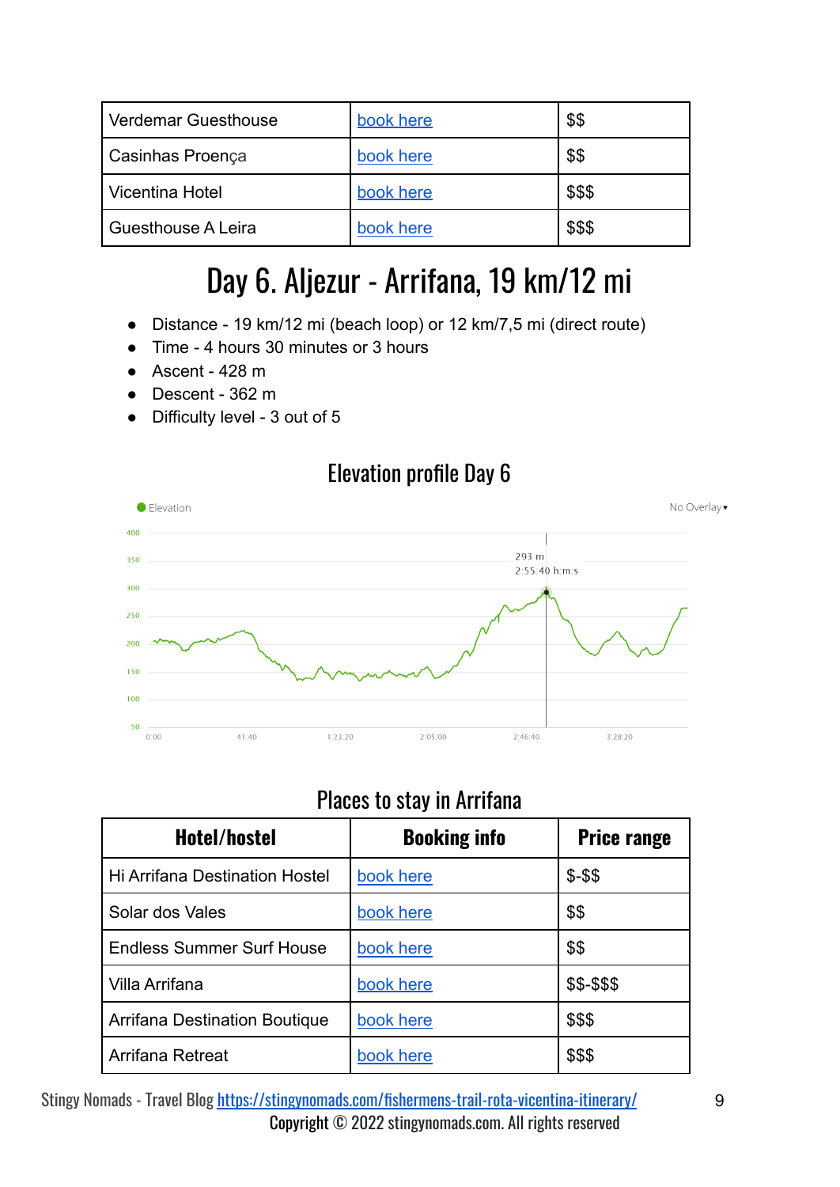| Verdemar Guesthouse | book here | $$ |
| --- | --- | --- |
| Casinhas Proença | book here | $$ |
| Vicentina Hotel | book here | $$$ |
| Guesthouse A Leira | book here | $$$ |

# Day 6. Aljezur - Arrifana, 19 km/12 mi

- Distance - 19 km/12 mi (beach loop) or 12 km/7,5 mi (direct route)
- Time - 4 hours 30 minutes or 3 hours
- Ascent - 428 m
- Descent - 362 m
- Difficulty level - 3 out of 5

## Elevation profile Day 6

## Places to stay in Arrifana

| Hotel/hostel | Booking info | Price range |
| --- | --- | --- |
| Hi Arrifana Destination Hostel | book here | $-$$ |
| Solar dos Vales | book here | $$ |
| Endless Summer Surf House | book here | $$ |
| Villa Arrifana | book here | $$-$$$ |
| Arrifana Destination Boutique | book here | $$$ |
| Arrifana Retreat | book here | $$$ |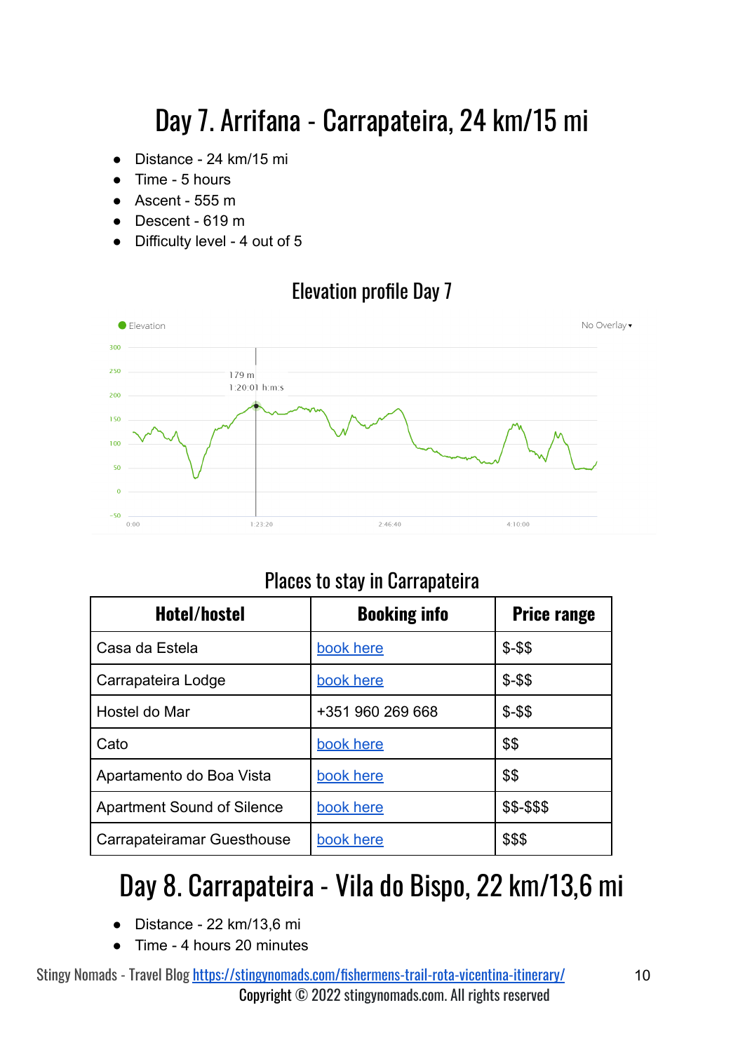# Day 7. Arrifana - Carrapateira, 24 km/15 mi

- Distance - 24 km/15 mi
- Time - 5 hours
- Ascent - 555 m
- Descent - 619 m
- Difficulty level - 4 out of 5

## Elevation profile Day 7

## Places to stay in Carrapateira

| Hotel/hostel | Booking info | Price range |
|---|---|---|
| Casa da Estela | book here | $-$$ |
| Carrapateira Lodge | book here | $-$$ |
| Hostel do Mar | +351 960 269 668 | $-$$ |
| Cato | book here | $$ |
| Apartamento do Boa Vista | book here | $$ |
| Apartment Sound of Silence | book here | $$-$$$ |
| Carrapateiramar Guesthouse | book here | $$$ |

# Day 8. Carrapateira - Vila do Bispo, 22 km/13,6 mi

- Distance - 22 km/13,6 mi
- Time - 4 hours 20 minutes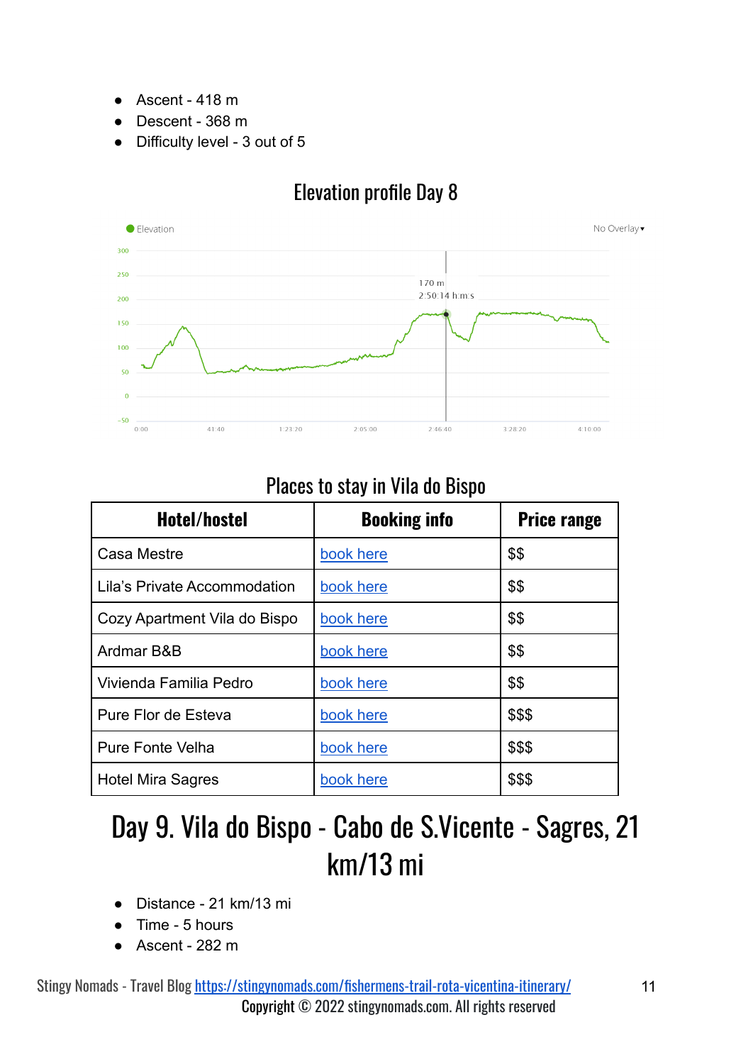- Ascent - 418 m
- Descent - 368 m
- Difficulty level - 3 out of 5

## Elevation profile Day 8

## Places to stay in Vila do Bispo

| Hotel/hostel | Booking info | Price range |
| --- | --- | --- |
| Casa Mestre | book here | $$ |
| Lila's Private Accommodation | book here | $$ |
| Cozy Apartment Vila do Bispo | book here | $$ |
| Ardmar B&B | book here | $$ |
| Vivienda Familia Pedro | book here | $$ |
| Pure Flor de Esteva | book here | $$$ |
| Pure Fonte Velha | book here | $$$ |
| Hotel Mira Sagres | book here | $$$ |

# Day 9. Vila do Bispo - Cabo de S.Vicente - Sagres, 21 km/13 mi

- Distance - 21 km/13 mi
- Time - 5 hours
- Ascent - 282 m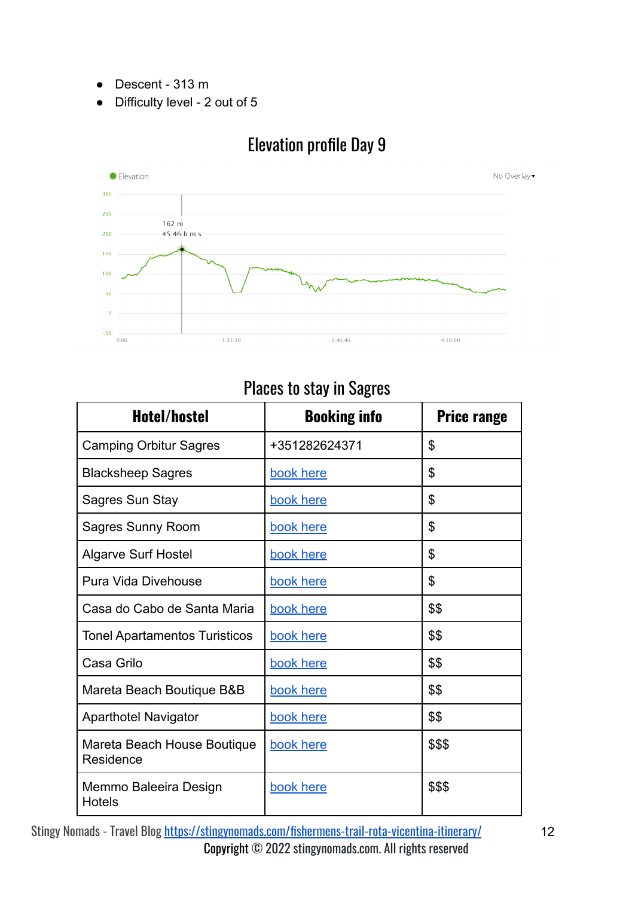- Descent - 313 m
- Difficulty level - 2 out of 5

## Elevation profile Day 9

## Places to stay in Sagres

| Hotel/hostel | Booking info | Price range |
|---|---|---|
| Camping Orbitur Sagres | +351282624371 | $ |
| Blacksheep Sagres | book here | $ |
| Sagres Sun Stay | book here | $ |
| Sagres Sunny Room | book here | $ |
| Algarve Surf Hostel | book here | $ |
| Pura Vida Divehouse | book here | $ |
| Casa do Cabo de Santa Maria | book here | $$ |
| Tonel Apartamentos Turisticos | book here | $$ |
| Casa Grilo | book here | $$ |
| Mareta Beach Boutique B&B | book here | $$ |
| Aparthotel Navigator | book here | $$ |
| Mareta Beach House Boutique Residence | book here | $$$ |
| Memmo Baleeira Design Hotels | book here | $$$ |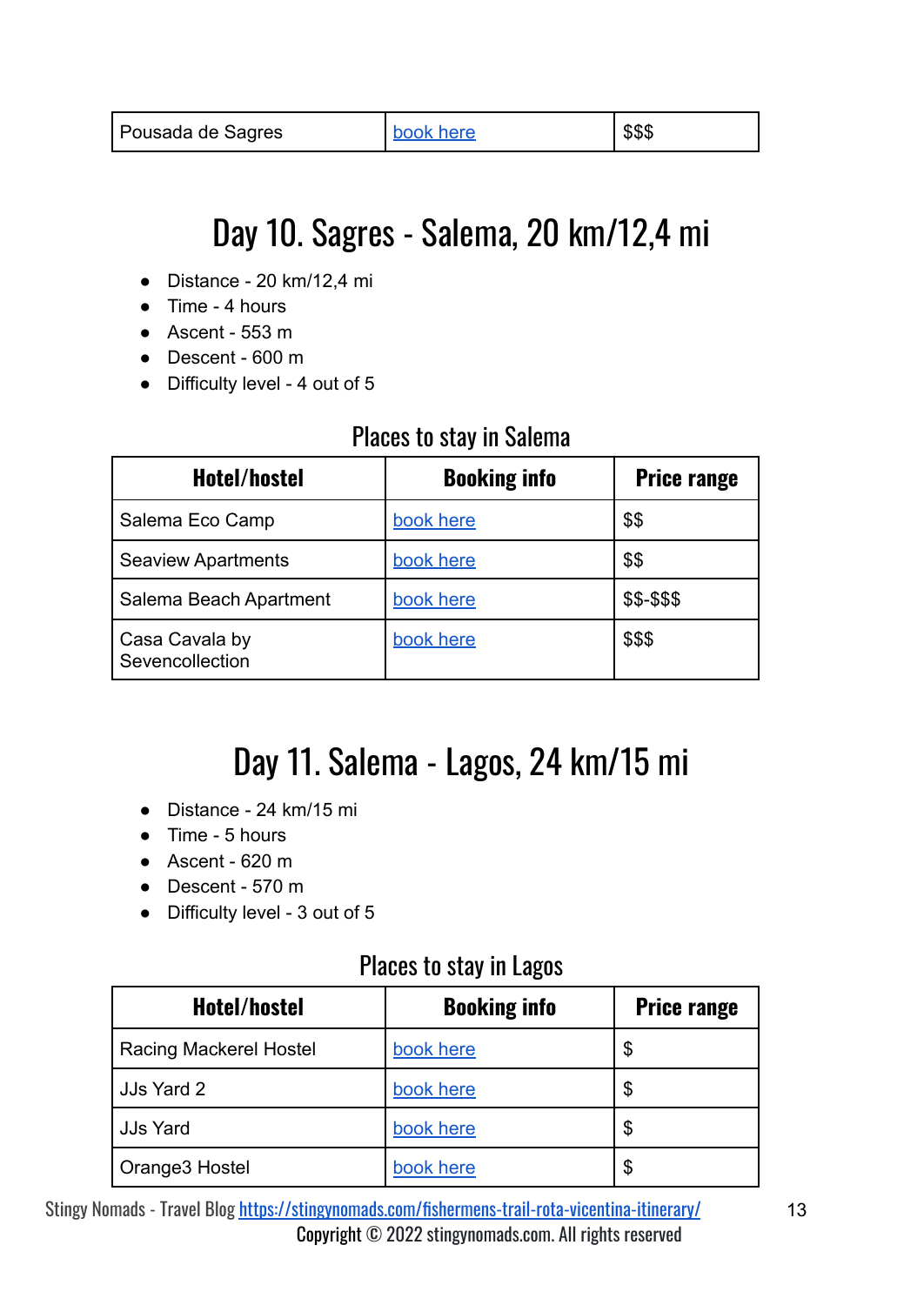| Pousada de Sagres | book here | $$$ |
|---|---|---|

# Day 10. Sagres - Salema, 20 km/12,4 mi

- Distance - 20 km/12,4 mi
- Time - 4 hours
- Ascent - 553 m
- Descent - 600 m
- Difficulty level - 4 out of 5

### Places to stay in Salema

| Hotel/hostel | Booking info | Price range |
|---|---|---|
| Salema Eco Camp | book here | $$ |
| Seaview Apartments | book here | $$ |
| Salema Beach Apartment | book here | $$-$$$ |
| Casa Cavala by Sevencollection | book here | $$$ |

# Day 11. Salema - Lagos, 24 km/15 mi

- Distance - 24 km/15 mi
- Time - 5 hours
- Ascent - 620 m
- Descent - 570 m
- Difficulty level - 3 out of 5

### Places to stay in Lagos

| Hotel/hostel | Booking info | Price range |
|---|---|---|
| Racing Mackerel Hostel | book here | $ |
| JJs Yard 2 | book here | $ |
| JJs Yard | book here | $ |
| Orange3 Hostel | book here | $ |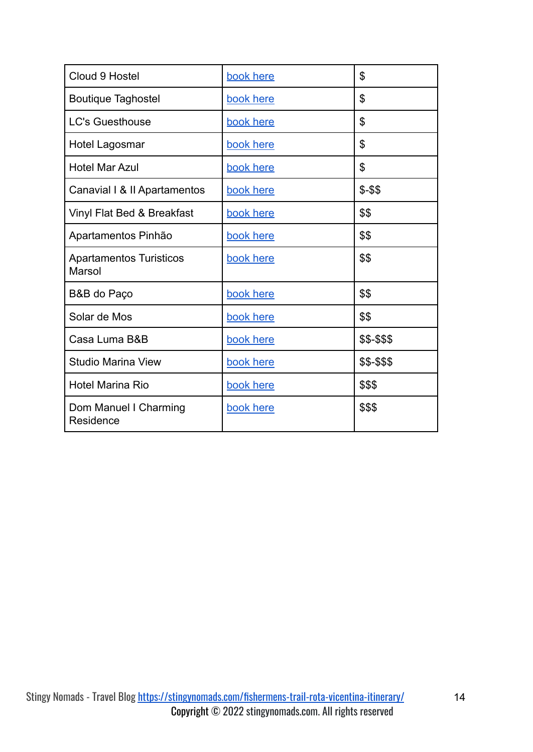| | | |
|---|---|---|
| Cloud 9 Hostel | book here | $ |
| Boutique Taghostel | book here | $ |
| LC's Guesthouse | book here | $ |
| Hotel Lagosmar | book here | $ |
| Hotel Mar Azul | book here | $ |
| Canavial I & II Apartamentos | book here | $-$$ |
| Vinyl Flat Bed & Breakfast | book here | $$ |
| Apartamentos Pinhão | book here | $$ |
| Apartamentos Turisticos Marsol | book here | $$ |
| B&B do Paço | book here | $$ |
| Solar de Mos | book here | $$ |
| Casa Luma B&B | book here | $$-$$$ |
| Studio Marina View | book here | $$-$$$ |
| Hotel Marina Rio | book here | $$$ |
| Dom Manuel I Charming Residence | book here | $$$ |